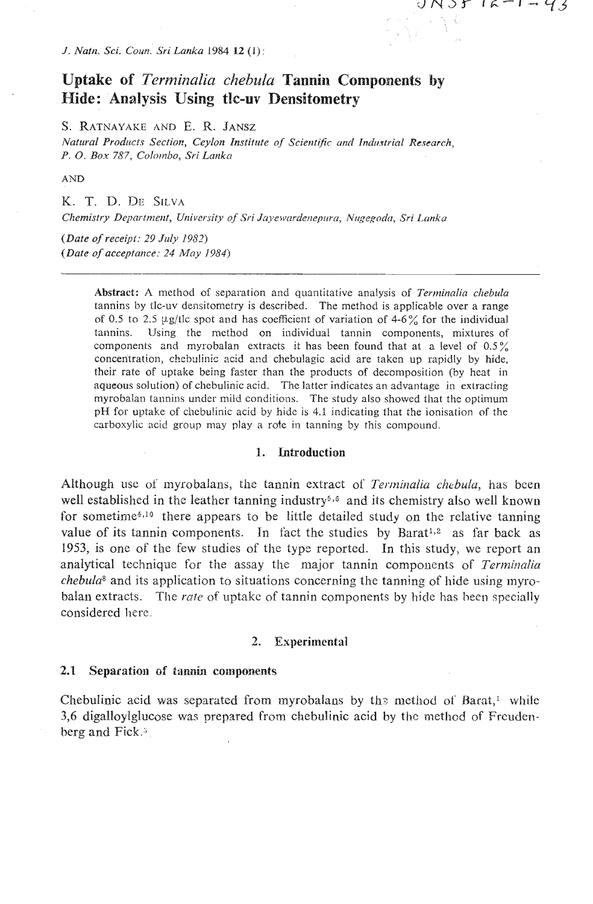# Uptake of *Terminalia chebula* Tannin Components by Hide: Analysis Using tlc-uv Densitometry

S. RATNAYAKE AND E. R. JANSZ

*Natural Products Section, Ceylon Institute of Scientific and Industrial Research, P. O. Box 787, Colombo, Sri Lanka*

AND

K. T. D. DE SILVA

*Chemistry Department, University of Sri Jayewardenepura, Nugegoda, Sri Lanka*

(*Date of receipt: 29 July 1982*)
(*Date of acceptance: 24 May 1984*)

---

**Abstract:** A method of separation and quantitative analysis of *Terminalia chebula* tannins by tlc-uv densitometry is described. The method is applicable over a range of 0.5 to 2.5 μg/tlc spot and has coefficient of variation of 4-6% for the individual tannins. Using the method on individual tannin components, mixtures of components and myrobalan extracts it has been found that at a level of 0.5% concentration, chebulinic acid and chebulagic acid are taken up rapidly by hide, their rate of uptake being faster than the products of decomposition (by heat in aqueous solution) of chebulinic acid. The latter indicates an advantage in extracting myrobalan tannins under mild conditions. The study also showed that the optimum pH for uptake of chebulinic acid by hide is 4.1 indicating that the ionisation of the carboxylic acid group may play a role in tanning by this compound.

## 1. Introduction

Although use of myrobalans, the tannin extract of *Terminalia chebula*, has been well established in the leather tanning industry[5,6] and its chemistry also well known for sometime[4,10] there appears to be little detailed study on the relative tanning value of its tannin components. In fact the studies by Barat[1,2] as far back as 1953, is one of the few studies of the type reported. In this study, we report an analytical technique for the assay the major tannin components of *Terminalia chebula*[8] and its application to situations concerning the tanning of hide using myrobalan extracts. The *rate* of uptake of tannin components by hide has been specially considered here.

## 2. Experimental

### 2.1 Separation of tannin components

Chebulinic acid was separated from myrobalans by the method of Barat,[1] while 3,6 digalloylglucose was prepared from chebulinic acid by the method of Freudenberg and Fick.[5]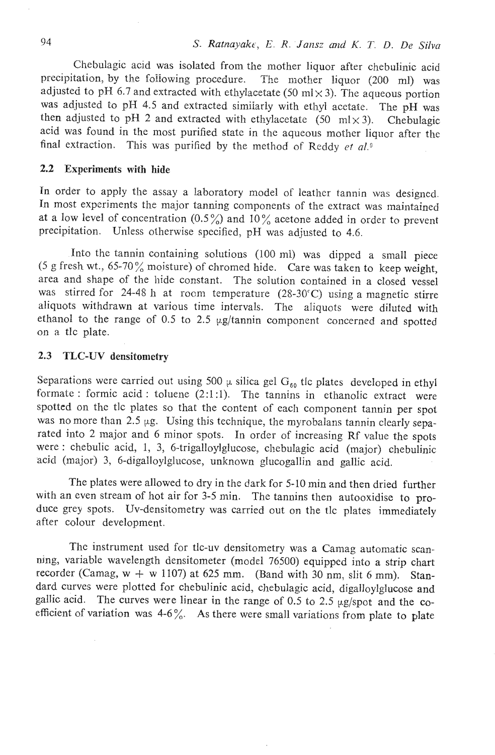Chebulagic acid was isolated from the mother liquor after chebulinic acid precipitation, by the following procedure. The mother liquor (200 ml) was adjusted to pH 6.7 and extracted with ethylacetate (50 ml × 3). The aqueous portion was adjusted to pH 4.5 and extracted similarly with ethyl acetate. The pH was then adjusted to pH 2 and extracted with ethylacetate (50 ml × 3). Chebulagic acid was found in the most purified state in the aqueous mother liquor after the final extraction. This was purified by the method of Reddy *et al.*[9]

## 2.2 Experiments with hide

In order to apply the assay a laboratory model of leather tannin was designed. In most experiments the major tanning components of the extract was maintained at a low level of concentration (0.5%) and 10% acetone added in order to prevent precipitation. Unless otherwise specified, pH was adjusted to 4.6.

Into the tannin containing solutions (100 ml) was dipped a small piece (5 g fresh wt., 65-70% moisture) of chromed hide. Care was taken to keep weight, area and shape of the hide constant. The solution contained in a closed vessel was stirred for 24-48 h at room temperature (28-30°C) using a magnetic stirre aliquots withdrawn at various time intervals. The aliquots were diluted with ethanol to the range of 0.5 to 2.5 μg/tannin component concerned and spotted on a tlc plate.

## 2.3 TLC-UV densitometry

Separations were carried out using 500 μ silica gel $G_{60}$ tlc plates developed in ethyl formate : formic acid : toluene (2:1:1). The tannins in ethanolic extract were spotted on the tlc plates so that the content of each component tannin per spot was no more than 2.5 μg. Using this technique, the myrobalans tannin clearly separated into 2 major and 6 minor spots. In order of increasing Rf value the spots were : chebulic acid, 1, 3, 6-trigalloylglucose, chebulagic acid (major) chebulinic acid (major) 3, 6-digalloylglucose, unknown glucogallin and gallic acid.

The plates were allowed to dry in the dark for 5-10 min and then dried further with an even stream of hot air for 3-5 min. The tannins then autooxidise to produce grey spots. Uv-densitometry was carried out on the tlc plates immediately after colour development.

The instrument used for tlc-uv densitometry was a Camag automatic scanning, variable wavelength densitometer (model 76500) equipped into a strip chart recorder (Camag, w + w 1107) at 625 mm. (Band with 30 nm, slit 6 mm). Standard curves were plotted for chebulinic acid, chebulagic acid, digalloylglucose and gallic acid. The curves were linear in the range of 0.5 to 2.5 μg/spot and the coefficient of variation was 4-6%. As there were small variations from plate to plate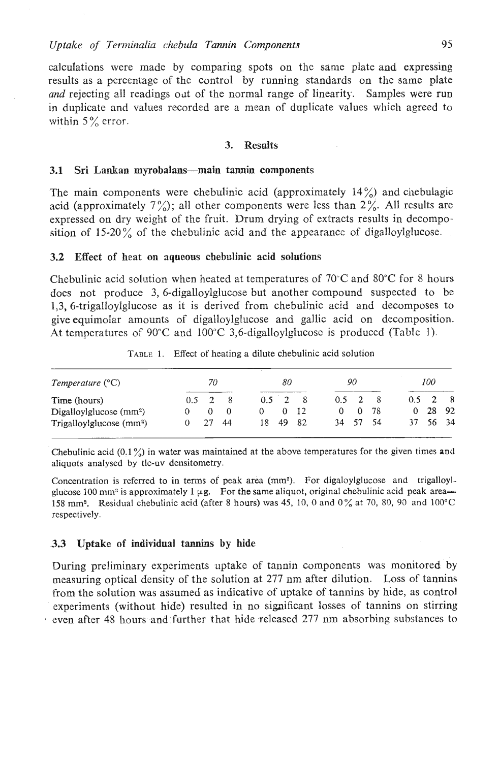calculations were made by comparing spots on the same plate and expressing results as a percentage of the control by running standards on the same plate *and* rejecting all readings out of the normal range of linearity. Samples were run in duplicate and values recorded are a mean of duplicate values which agreed to within 5% error.

## 3. Results

### 3.1 Sri Lankan myrobalans—main tannin components

The main components were chebulinic acid (approximately 14%) and chebulagic acid (approximately 7%); all other components were less than 2%. All results are expressed on dry weight of the fruit. Drum drying of extracts results in decomposition of 15-20% of the chebulinic acid and the appearance of digalloylglucose.

### 3.2 Effect of heat on aqueous chebulinic acid solutions

Chebulinic acid solution when heated at temperatures of 70°C and 80°C for 8 hours does not produce 3, 6-digalloylglucose but another compound suspected to be 1,3, 6-trigalloylglucose as it is derived from chebulinic acid and decomposes to give equimolar amounts of digalloylglucose and gallic acid on decomposition. At temperatures of 90°C and 100°C 3,6-digalloylglucose is produced (Table 1).

TABLE 1. Effect of heating a dilute chebulinic acid solution

| *Temperature* (°C) | *70* | | | *80* | | | *90* | | | *100* | | |
|---|---|---|---|---|---|---|---|---|---|---|---|---|
| Time (hours) | 0.5 | 2 | 8 | 0.5 | 2 | 8 | 0.5 | 2 | 8 | 0.5 | 2 | 8 |
| Digalloylglucose (mm$^2$) | 0 | 0 | 0 | 0 | 0 | 12 | 0 | 0 | 78 | 0 | 28 | 92 |
| Trigalloylglucose (mm$^2$) | 0 | 27 | 44 | 18 | 49 | 82 | 34 | 57 | 54 | 37 | 56 | 34 |

Chebulinic acid (0.1%) in water was maintained at the above temperatures for the given times and aliquots analysed by tlc-uv densitometry.

Concentration is referred to in terms of peak area (mm$^2$). For digaloylglucose and trigalloylglucose 100 mm$^2$ is approximately 1 μg. For the same aliquot, original chebulinic acid peak area = 158 mm$^2$. Residual chebulinic acid (after 8 hours) was 45, 10, 0 and 0% at 70, 80, 90 and 100°C respectively.

### 3.3 Uptake of individual tannins by hide

During preliminary experiments uptake of tannin components was monitored by measuring optical density of the solution at 277 nm after dilution. Loss of tannins from the solution was assumed as indicative of uptake of tannins by hide, as control experiments (without hide) resulted in no significant losses of tannins on stirring even after 48 hours and further that hide released 277 nm absorbing substances to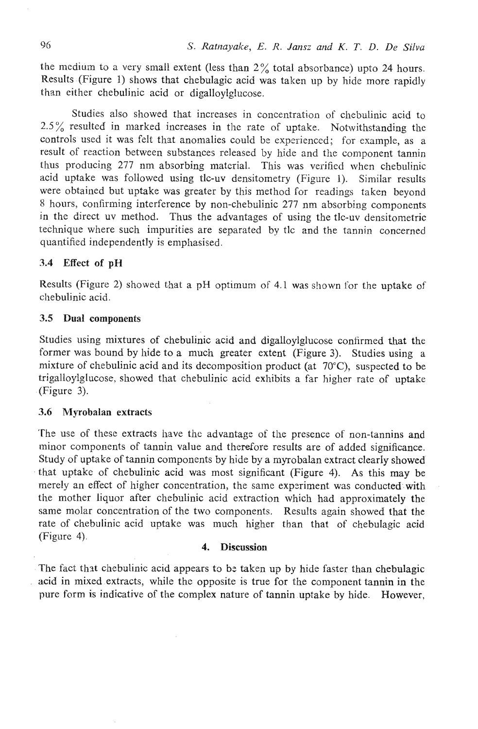the medium to a very small extent (less than 2% total absorbance) upto 24 hours. Results (Figure 1) shows that chebulagic acid was taken up by hide more rapidly than either chebulinic acid or digalloylglucose.

Studies also showed that increases in concentration of chebulinic acid to 2.5% resulted in marked increases in the rate of uptake. Notwithstanding the controls used it was felt that anomalies could be experienced; for example, as a result of reaction between substances released by hide and the component tannin thus producing 277 nm absorbing material. This was verified when chebulinic acid uptake was followed using tlc-uv densitometry (Figure 1). Similar results were obtained but uptake was greater by this method for readings taken beyond 8 hours, confirming interference by non-chebulinic 277 nm absorbing components in the direct uv method. Thus the advantages of using the tlc-uv densitometric technique where such impurities are separated by tlc and the tannin concerned quantified independently is emphasised.

### 3.4 Effect of pH

Results (Figure 2) showed that a pH optimum of 4.1 was shown for the uptake of chebulinic acid.

### 3.5 Dual components

Studies using mixtures of chebulinic acid and digalloylglucose confirmed that the former was bound by hide to a much greater extent (Figure 3). Studies using a mixture of chebulinic acid and its decomposition product (at 70°C), suspected to be trigalloylglucose, showed that chebulinic acid exhibits a far higher rate of uptake (Figure 3).

### 3.6 Myrobalan extracts

The use of these extracts have the advantage of the presence of non-tannins and minor components of tannin value and therefore results are of added significance. Study of uptake of tannin components by hide by a myrobalan extract clearly showed that uptake of chebulinic acid was most significant (Figure 4). As this may be merely an effect of higher concentration, the same experiment was conducted with the mother liquor after chebulinic acid extraction which had approximately the same molar concentration of the two components. Results again showed that the rate of chebulinic acid uptake was much higher than that of chebulagic acid (Figure 4).

## 4. Discussion

The fact that chebulinic acid appears to be taken up by hide faster than chebulagic acid in mixed extracts, while the opposite is true for the component tannin in the pure form is indicative of the complex nature of tannin uptake by hide. However,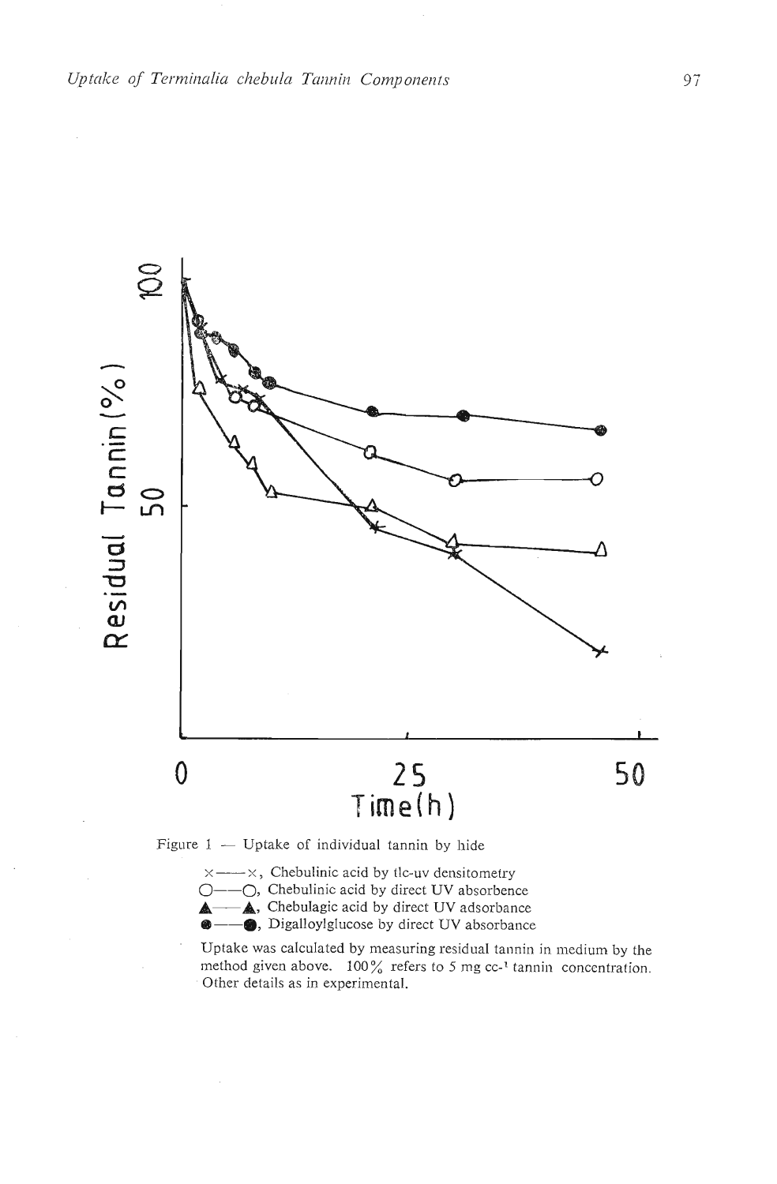Figure 1 — Uptake of individual tannin by hide

×——×, Chebulinic acid by tlc-uv densitometry
○——○, Chebulinic acid by direct UV absorbence
▲——▲, Chebulagic acid by direct UV adsorbance
●——●, Digalloylglucose by direct UV absorbance

Uptake was calculated by measuring residual tannin in medium by the method given above. 100% refers to 5 mg cc[-1] tannin concentration. Other details as in experimental.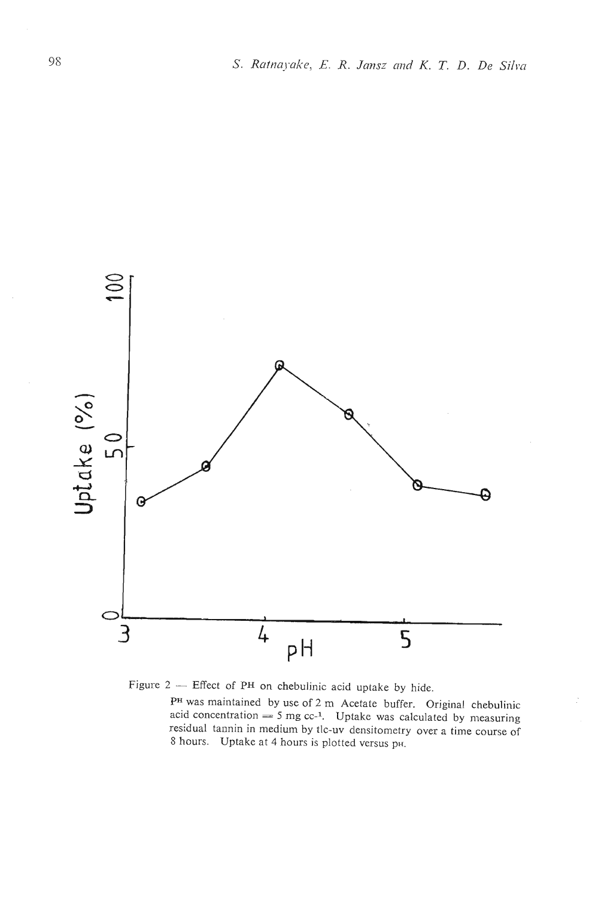Figure 2 — Effect of PH on chebulinic acid uptake by hide.

PH was maintained by use of 2 m Acetate buffer. Original chebulinic acid concentration = 5 mg $cc^{-1}$. Uptake was calculated by measuring residual tannin in medium by tlc-uv densitometry over a time course of 8 hours. Uptake at 4 hours is plotted versus PH.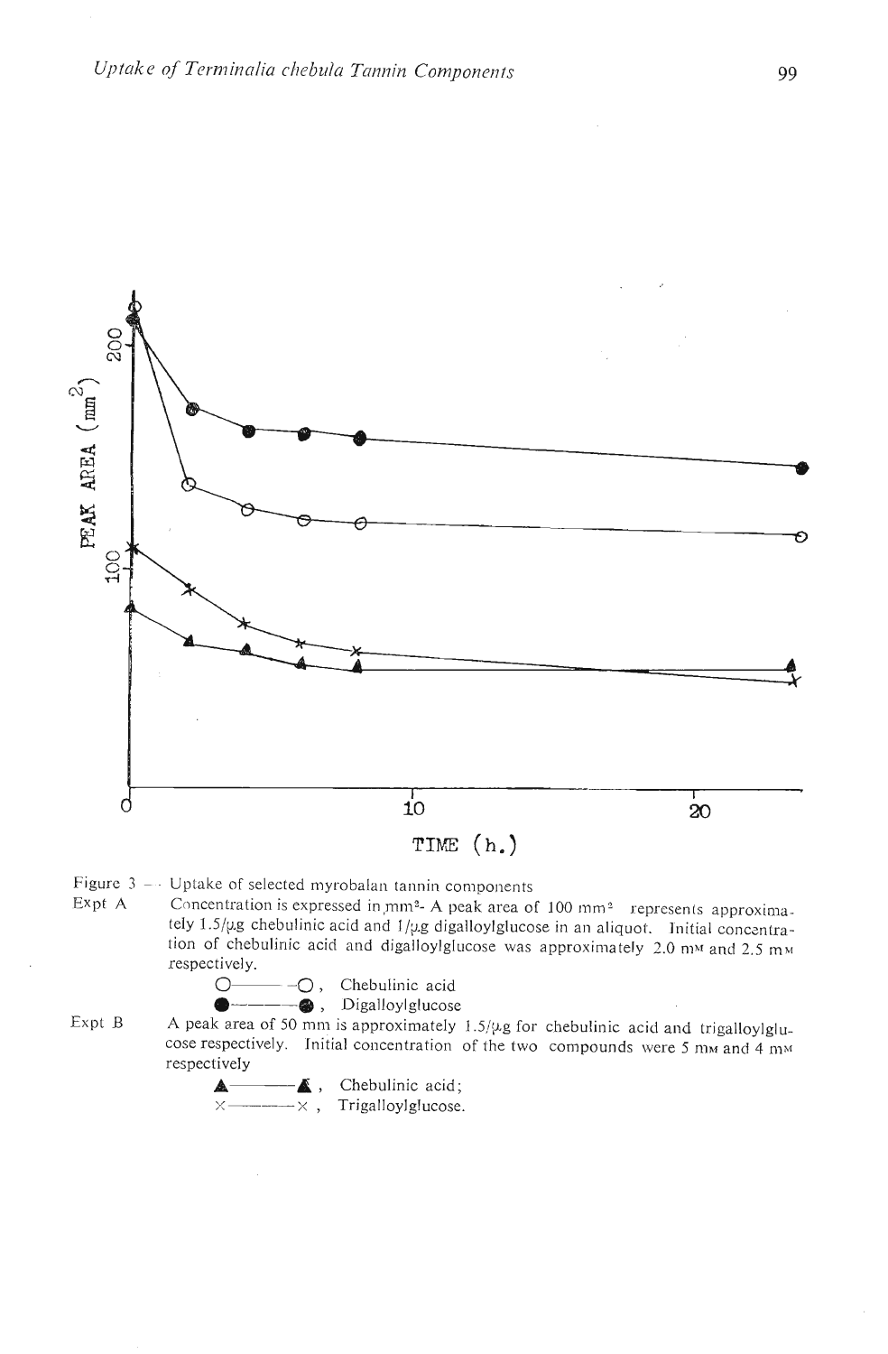Figure 3 — Uptake of selected myrobalan tannin components

Expt A — Concentration is expressed in $mm^2$. A peak area of 100 $mm^2$ represents approximately 1.5 μg chebulinic acid and 1 μg digalloylglucose in an aliquot. Initial concentration of chebulinic acid and digalloylglucose was approximately 2.0 mM and 2.5 mM respectively.

O——O, Chebulinic acid

●——●, Digalloylglucose

Expt B — A peak area of 50 mm is approximately 1.5 μg for chebulinic acid and trigalloylglucose respectively. Initial concentration of the two compounds were 5 mM and 4 mM respectively

▲——▲, Chebulinic acid;

×——×, Trigalloylglucose.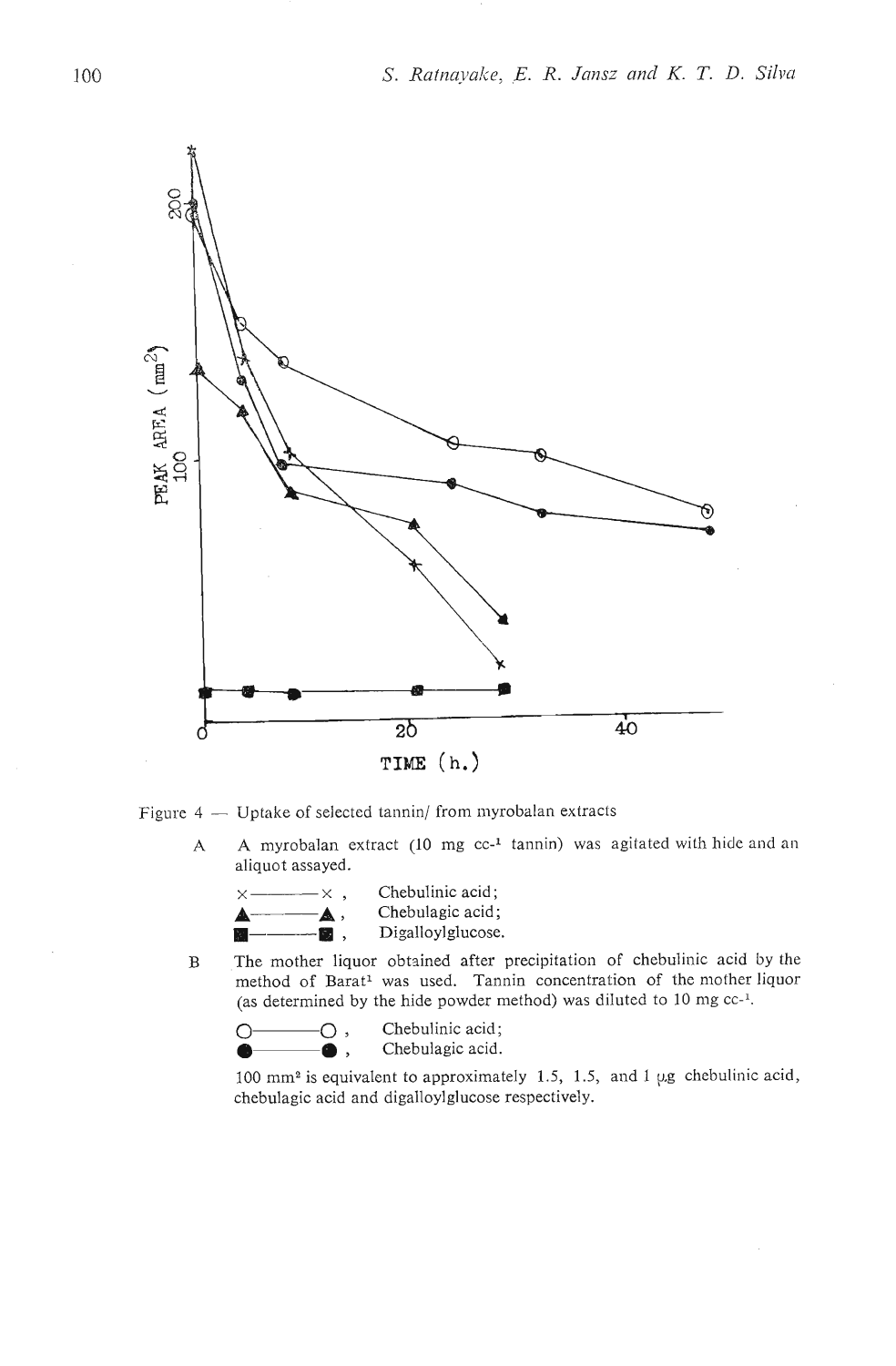Figure 4 — Uptake of selected tannin/ from myrobalan extracts

A  A myrobalan extract (10 mg $cc^{-1}$ tannin) was agitated with hide and an aliquot assayed.

×———×, Chebulinic acid;
▲———▲, Chebulagic acid;
■———■, Digalloylglucose.

B  The mother liquor obtained after precipitation of chebulinic acid by the method of Barat[1] was used. Tannin concentration of the mother liquor (as determined by the hide powder method) was diluted to 10 mg $cc^{-1}$.

○———○, Chebulinic acid;
●———●, Chebulagic acid.

100 $mm^2$ is equivalent to approximately 1.5, 1.5, and 1 μg chebulinic acid, chebulagic acid and digalloylglucose respectively.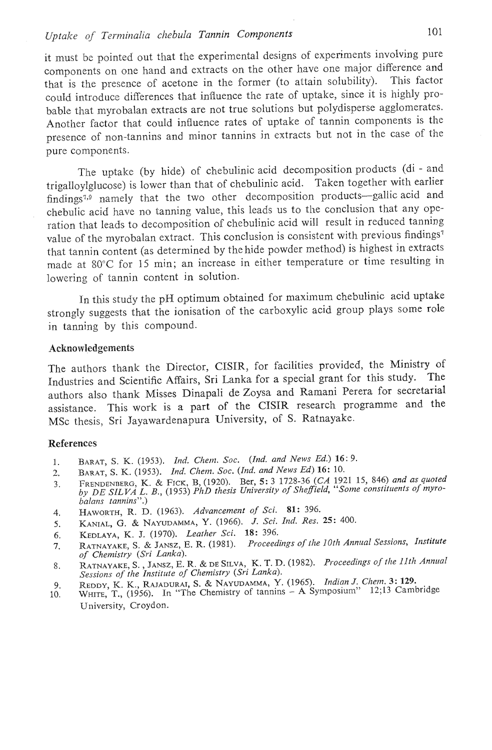it must be pointed out that the experimental designs of experiments involving pure components on one hand and extracts on the other have one major difference and that is the presence of acetone in the former (to attain solubility). This factor could introduce differences that influence the rate of uptake, since it is highly probable that myrobalan extracts are not true solutions but polydisperse agglomerates. Another factor that could influence rates of uptake of tannin components is the presence of non-tannins and minor tannins in extracts but not in the case of the pure components.

The uptake (by hide) of chebulinic acid decomposition products (di - and trigalloylglucose) is lower than that of chebulinic acid. Taken together with earlier findings[7,9] namely that the two other decomposition products—gallic acid and chebulic acid have no tanning value, this leads us to the conclusion that any operation that leads to decomposition of chebulinic acid will result in reduced tanning value of the myrobalan extract. This conclusion is consistent with previous findings[7] that tannin content (as determined by the hide powder method) is highest in extracts made at 80°C for 15 min; an increase in either temperature or time resulting in lowering of tannin content in solution.

In this study the pH optimum obtained for maximum chebulinic acid uptake strongly suggests that the ionisation of the carboxylic acid group plays some role in tanning by this compound.

### Acknowledgements

The authors thank the Director, CISIR, for facilities provided, the Ministry of Industries and Scientific Affairs, Sri Lanka for a special grant for this study. The authors also thank Misses Dinapali de Zoysa and Ramani Perera for secretarial assistance. This work is a part of the CISIR research programme and the MSc thesis, Sri Jayawardenapura University, of S. Ratnayake.

### References

1. Barat, S. K. (1953). *Ind. Chem. Soc. (Ind. and News Ed.)* **16**: 9.
2. Barat, S. K. (1953). *Ind. Chem. Soc. (Ind. and News Ed)* **16**: 10.
3. Frendenberg, K. & Fick, B, (1920). Ber, **5**: 3 1728-36 (*CA* 1921 15, 846) *and as quoted by DE SILVA L. B.*, (1953) *PhD thesis University of Sheffield*, "*Some constituents of myrobalans tannins*".)
4. Haworth, R. D. (1963). *Advancement of Sci.* **81**: 396.
5. Kanial, G. & Nayudamma, Y. (1966). *J. Sci. Ind. Res.* **25**: 400.
6. Kedlaya, K. J. (1970). *Leather Sci.* **18**: 396.
7. Ratnayake, S. & Jansz, E. R. (1981). *Proceedings of the 10th Annual Sessions, Institute of Chemistry (Sri Lanka).*
8. Ratnayake, S., Jansz, E. R. & de Silva, K. T. D. (1982). *Proceedings of the 11th Annual Sessions of the Institute of Chemistry (Sri Lanka).*
9. Reddy, K. K., Rajadurai, S. & Nayudamma, Y. (1965). *Indian J. Chem.* **3**: **129**.
10. White, T., (1956). In "The Chemistry of tannins – A Symposium" 12;13 Cambridge University, Croydon.